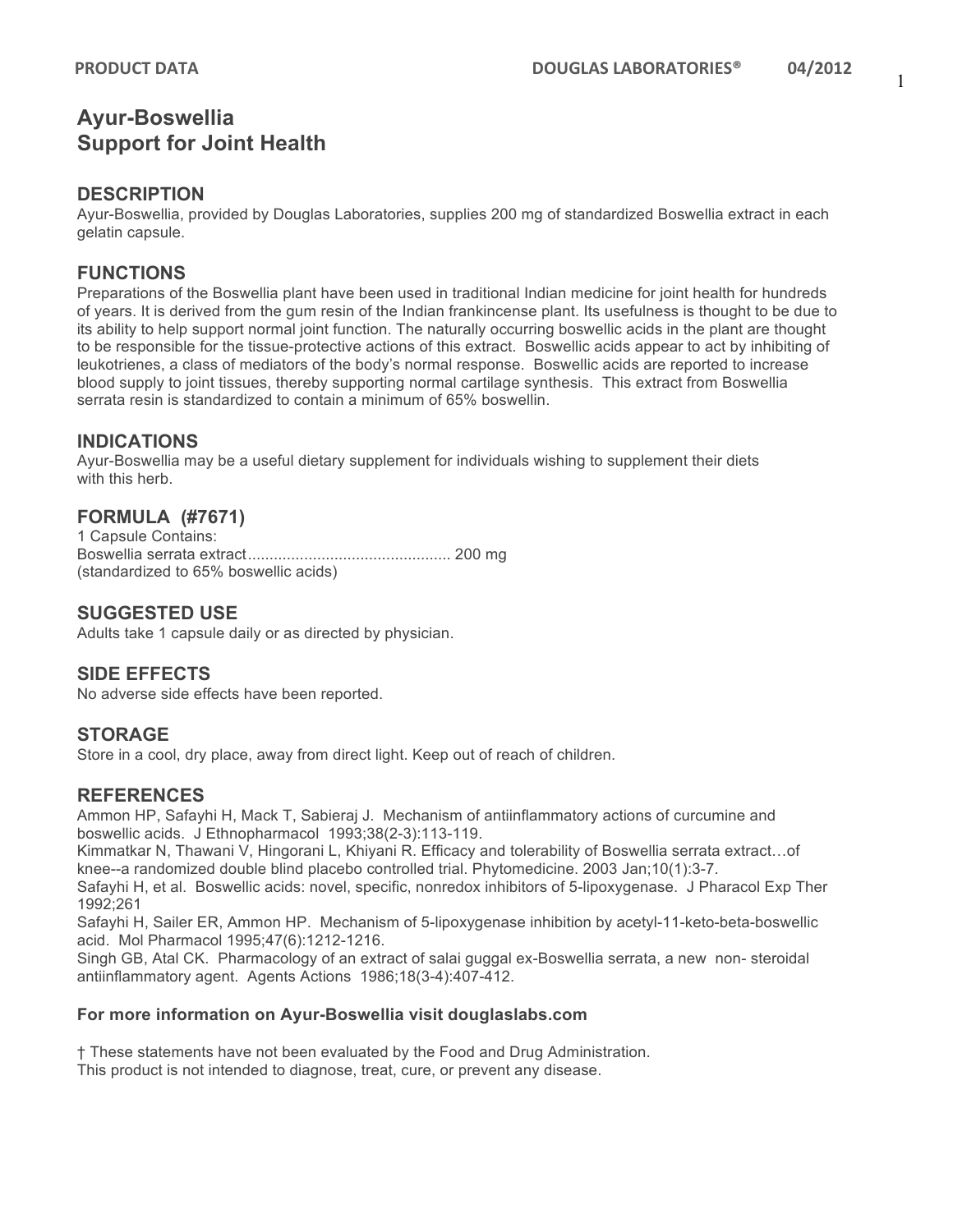# Ayur-Boswellia
# Support for Joint Health

## DESCRIPTION

Ayur-Boswellia, provided by Douglas Laboratories, supplies 200 mg of standardized Boswellia extract in each gelatin capsule.

## FUNCTIONS

Preparations of the Boswellia plant have been used in traditional Indian medicine for joint health for hundreds of years. It is derived from the gum resin of the Indian frankincense plant. Its usefulness is thought to be due to its ability to help support normal joint function. The naturally occurring boswellic acids in the plant are thought to be responsible for the tissue-protective actions of this extract. Boswellic acids appear to act by inhibiting of leukotrienes, a class of mediators of the body's normal response. Boswellic acids are reported to increase blood supply to joint tissues, thereby supporting normal cartilage synthesis. This extract from Boswellia serrata resin is standardized to contain a minimum of 65% boswellin.

## INDICATIONS

Ayur-Boswellia may be a useful dietary supplement for individuals wishing to supplement their diets with this herb.

## FORMULA (#7671)

1 Capsule Contains:
Boswellia serrata extract.............................................. 200 mg
(standardized to 65% boswellic acids)

## SUGGESTED USE

Adults take 1 capsule daily or as directed by physician.

## SIDE EFFECTS

No adverse side effects have been reported.

## STORAGE

Store in a cool, dry place, away from direct light. Keep out of reach of children.

## REFERENCES

Ammon HP, Safayhi H, Mack T, Sabieraj J. Mechanism of antiinflammatory actions of curcumine and boswellic acids. J Ethnopharmacol 1993;38(2-3):113-119.
Kimmatkar N, Thawani V, Hingorani L, Khiyani R. Efficacy and tolerability of Boswellia serrata extract…of knee--a randomized double blind placebo controlled trial. Phytomedicine. 2003 Jan;10(1):3-7.
Safayhi H, et al. Boswellic acids: novel, specific, nonredox inhibitors of 5-lipoxygenase. J Pharacol Exp Ther 1992;261
Safayhi H, Sailer ER, Ammon HP. Mechanism of 5-lipoxygenase inhibition by acetyl-11-keto-beta-boswellic acid. Mol Pharmacol 1995;47(6):1212-1216.
Singh GB, Atal CK. Pharmacology of an extract of salai guggal ex-Boswellia serrata, a new non- steroidal antiinflammatory agent. Agents Actions 1986;18(3-4):407-412.

**For more information on Ayur-Boswellia visit douglaslabs.com**

† These statements have not been evaluated by the Food and Drug Administration.
This product is not intended to diagnose, treat, cure, or prevent any disease.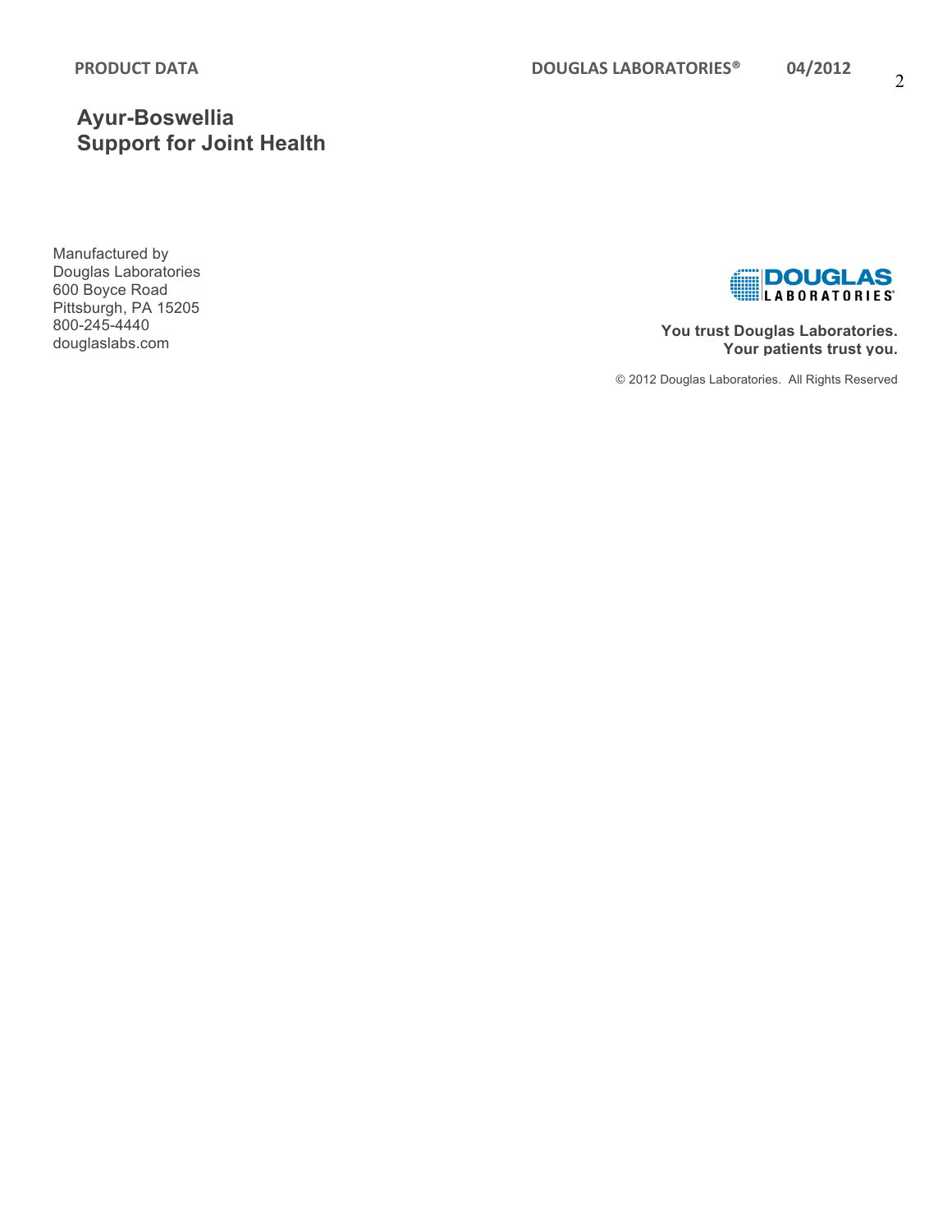**Ayur-Boswellia**
**Support for Joint Health**

Manufactured by
Douglas Laboratories
600 Boyce Road
Pittsburgh, PA 15205
800-245-4440
douglaslabs.com

**You trust Douglas Laboratories.**
**Your patients trust you.**

© 2012 Douglas Laboratories. All Rights Reserved